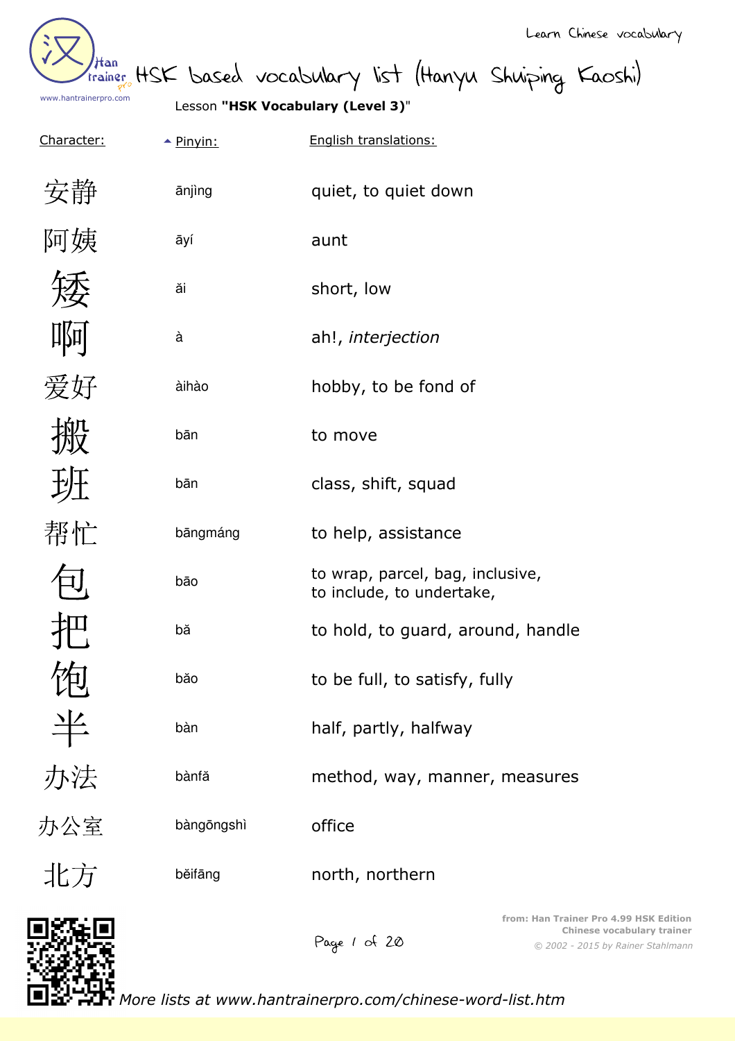Learn Chinese vocabulary

# HSK based vocabulary list (Hanyu Shuiping Kaoshi)

Lesson **"HSK Vocabulary (Level 3)"**

| Character: | Pinyin: | English translations: |
|---|---|---|
| 安静 | ānjìng | quiet, to quiet down |
| 阿姨 | āyí | aunt |
| 矮 | ǎi | short, low |
| 啊 | à | ah!, *interjection* |
| 爱好 | àihào | hobby, to be fond of |
| 搬 | bān | to move |
| 班 | bān | class, shift, squad |
| 帮忙 | bāngmáng | to help, assistance |
| 包 | bāo | to wrap, parcel, bag, inclusive, to include, to undertake, |
| 把 | bǎ | to hold, to guard, around, handle |
| 饱 | bǎo | to be full, to satisfy, fully |
| 半 | bàn | half, partly, halfway |
| 办法 | bànfǎ | method, way, manner, measures |
| 办公室 | bàngōngshì | office |
| 北方 | běifāng | north, northern |

from: Han Trainer Pro 4.99 HSK Edition
Chinese vocabulary trainer
© 2002 - 2015 by Rainer Stahlmann

*More lists at www.hantrainerpro.com/chinese-word-list.htm*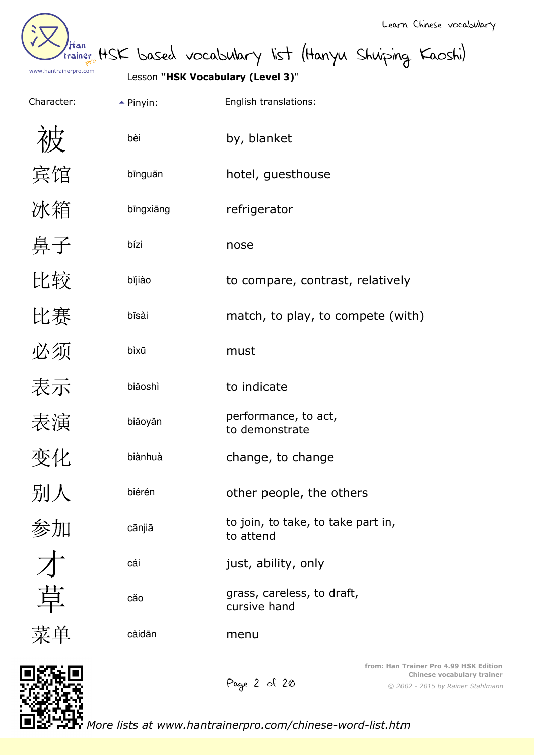# HSK based vocabulary list (Hanyu Shuiping Kaoshi)

Lesson **"HSK Vocabulary (Level 3)"**

| Character: | Pinyin: | English translations: |
|---|---|---|
| 被 | bèi | by, blanket |
| 宾馆 | bīnguǎn | hotel, guesthouse |
| 冰箱 | bīngxiāng | refrigerator |
| 鼻子 | bízi | nose |
| 比较 | bǐjiào | to compare, contrast, relatively |
| 比赛 | bǐsài | match, to play, to compete (with) |
| 必须 | bìxū | must |
| 表示 | biǎoshì | to indicate |
| 表演 | biǎoyǎn | performance, to act, to demonstrate |
| 变化 | biànhuà | change, to change |
| 别人 | biérén | other people, the others |
| 参加 | cānjiā | to join, to take, to take part in, to attend |
| 才 | cái | just, ability, only |
| 草 | cǎo | grass, careless, to draft, cursive hand |
| 菜单 | càidān | menu |

from: Han Trainer Pro 4.99 HSK Edition
Chinese vocabulary trainer
© 2002 - 2015 by Rainer Stahlmann

*More lists at www.hantrainerpro.com/chinese-word-list.htm*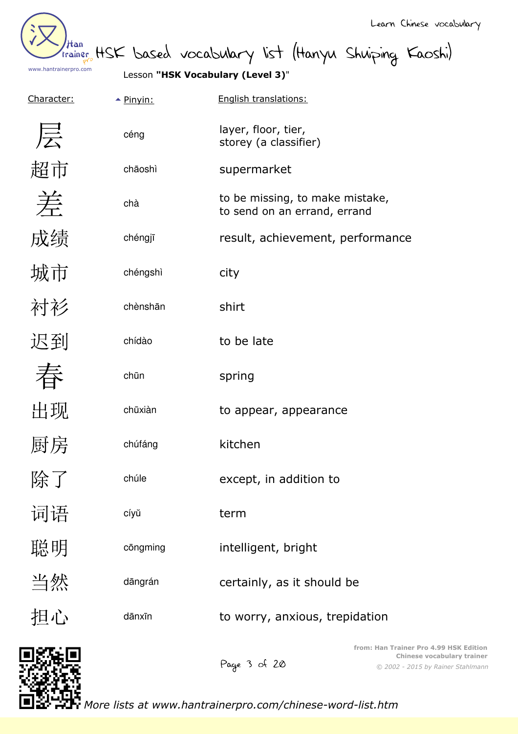# HSK based vocabulary list (Hanyu Shuiping Kaoshi)

Lesson **"HSK Vocabulary (Level 3)"**

| Character: | Pinyin: | English translations: |
|---|---|---|
| 层 | céng | layer, floor, tier, storey (a classifier) |
| 超市 | chāoshì | supermarket |
| 差 | chà | to be missing, to make mistake, to send on an errand, errand |
| 成绩 | chéngjī | result, achievement, performance |
| 城市 | chéngshì | city |
| 衬衫 | chènshān | shirt |
| 迟到 | chídào | to be late |
| 春 | chūn | spring |
| 出现 | chūxiàn | to appear, appearance |
| 厨房 | chúfáng | kitchen |
| 除了 | chúle | except, in addition to |
| 词语 | cíyǔ | term |
| 聪明 | cōngming | intelligent, bright |
| 当然 | dāngrán | certainly, as it should be |
| 担心 | dānxīn | to worry, anxious, trepidation |

from: Han Trainer Pro 4.99 HSK Edition
Chinese vocabulary trainer
© 2002 - 2015 by Rainer Stahlmann

*More lists at www.hantrainerpro.com/chinese-word-list.htm*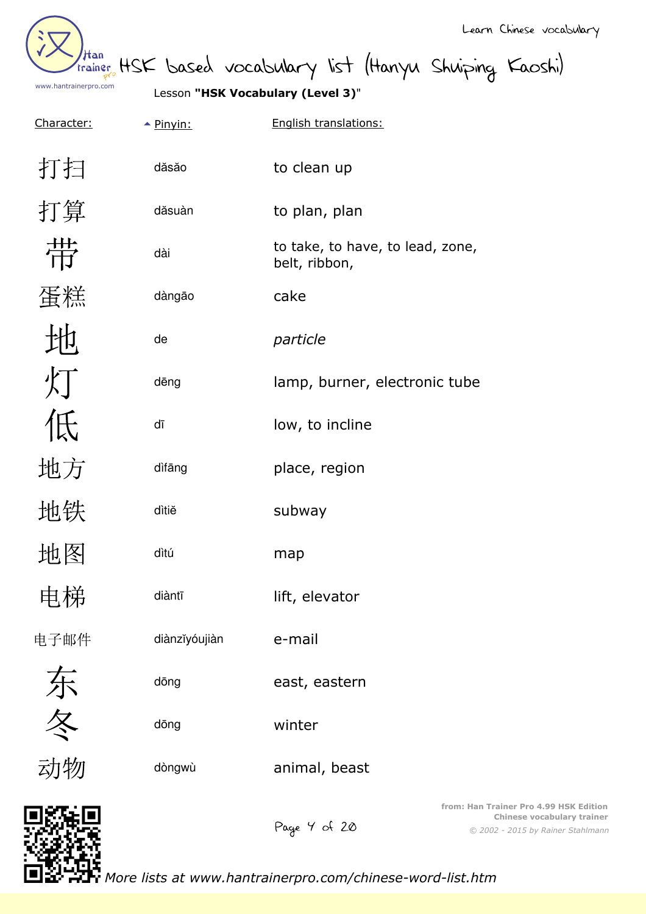Lesson **"HSK Vocabulary (Level 3)"**

| Character: | Pinyin: | English translations: |
| --- | --- | --- |
| 打扫 | dăsăo | to clean up |
| 打算 | dăsuàn | to plan, plan |
| 带 | dài | to take, to have, to lead, zone, belt, ribbon, |
| 蛋糕 | dàngāo | cake |
| 地 | de | *particle* |
| 灯 | dēng | lamp, burner, electronic tube |
| 低 | dī | low, to incline |
| 地方 | dìfāng | place, region |
| 地铁 | dìtiě | subway |
| 地图 | dìtú | map |
| 电梯 | diàntī | lift, elevator |
| 电子邮件 | diànzĭyóujiàn | e-mail |
| 东 | dōng | east, eastern |
| 冬 | dōng | winter |
| 动物 | dòngwù | animal, beast |

from: Han Trainer Pro 4.99 HSK Edition
Chinese vocabulary trainer
© 2002 - 2015 by Rainer Stahlmann

More lists at www.hantrainerpro.com/chinese-word-list.htm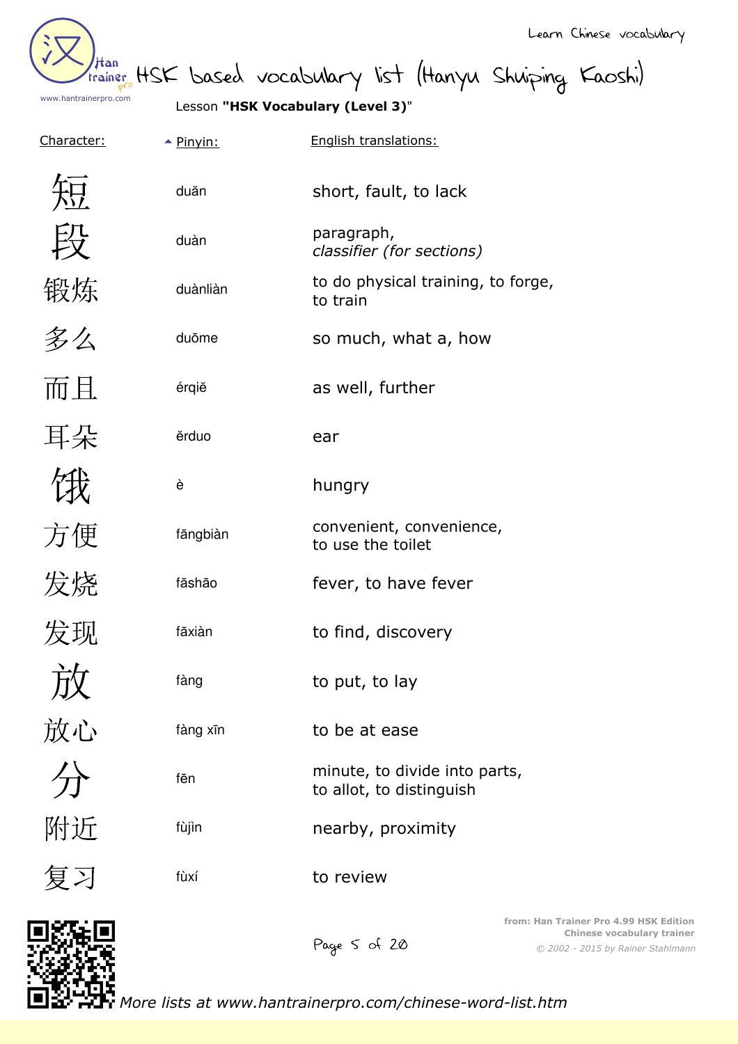# HSK based vocabulary list (Hanyu Shuiping Kaoshi)

Lesson **"HSK Vocabulary (Level 3)"**

| Character: | Pinyin: | English translations: |
|---|---|---|
| 短 | duǎn | short, fault, to lack |
| 段 | duàn | paragraph, *classifier (for sections)* |
| 锻炼 | duànliàn | to do physical training, to forge, to train |
| 多么 | duōme | so much, what a, how |
| 而且 | érqiě | as well, further |
| 耳朵 | ěrduo | ear |
| 饿 | è | hungry |
| 方便 | fāngbiàn | convenient, convenience, to use the toilet |
| 发烧 | fāshāo | fever, to have fever |
| 发现 | fāxiàn | to find, discovery |
| 放 | fàng | to put, to lay |
| 放心 | fàng xīn | to be at ease |
| 分 | fēn | minute, to divide into parts, to allot, to distinguish |
| 附近 | fùjìn | nearby, proximity |
| 复习 | fùxí | to review |

from: Han Trainer Pro 4.99 HSK Edition
Chinese vocabulary trainer
*© 2002 - 2015 by Rainer Stahlmann*

*More lists at www.hantrainerpro.com/chinese-word-list.htm*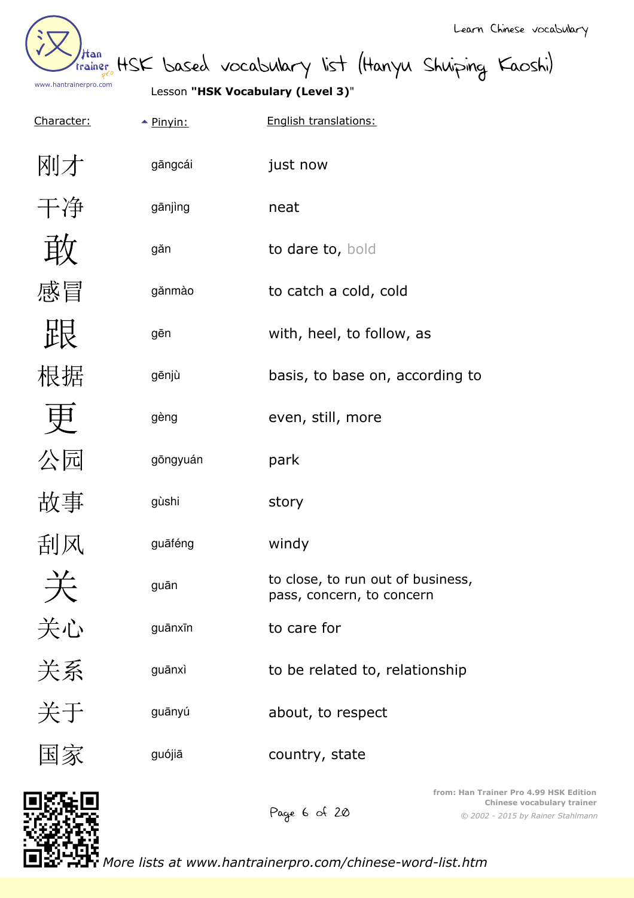HSK based vocabulary list (Hanyu Shuiping Kaoshi)

Lesson **"HSK Vocabulary (Level 3)"**

| Character: | Pinyin: | English translations: |
|---|---|---|
| 刚才 | gāngcái | just now |
| 干净 | gānjìng | neat |
| 敢 | gǎn | to dare to, bold |
| 感冒 | gǎnmào | to catch a cold, cold |
| 跟 | gēn | with, heel, to follow, as |
| 根据 | gēnjù | basis, to base on, according to |
| 更 | gèng | even, still, more |
| 公园 | gōngyuán | park |
| 故事 | gùshi | story |
| 刮风 | guāféng | windy |
| 关 | guān | to close, to run out of business, pass, concern, to concern |
| 关心 | guānxīn | to care for |
| 关系 | guānxì | to be related to, relationship |
| 关于 | guānyú | about, to respect |
| 国家 | guójiā | country, state |

*More lists at www.hantrainerpro.com/chinese-word-list.htm*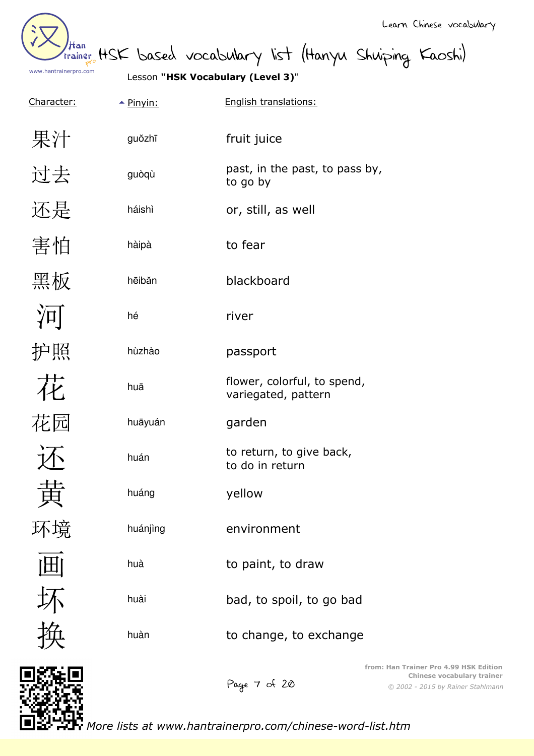HSK based vocabulary list (Hanyu Shuiping Kaoshi)

Lesson **"HSK Vocabulary (Level 3)"**

| Character: | Pinyin: | English translations: |
|---|---|---|
| 果汁 | guǒzhī | fruit juice |
| 过去 | guòqù | past, in the past, to pass by, to go by |
| 还是 | háishì | or, still, as well |
| 害怕 | hàipà | to fear |
| 黑板 | hēibǎn | blackboard |
| 河 | hé | river |
| 护照 | hùzhào | passport |
| 花 | huā | flower, colorful, to spend, variegated, pattern |
| 花园 | huāyuán | garden |
| 还 | huán | to return, to give back, to do in return |
| 黄 | huáng | yellow |
| 环境 | huánjìng | environment |
| 画 | huà | to paint, to draw |
| 坏 | huài | bad, to spoil, to go bad |
| 换 | huàn | to change, to exchange |

from: Han Trainer Pro 4.99 HSK Edition
Chinese vocabulary trainer
© 2002 - 2015 by Rainer Stahlmann

*More lists at www.hantrainerpro.com/chinese-word-list.htm*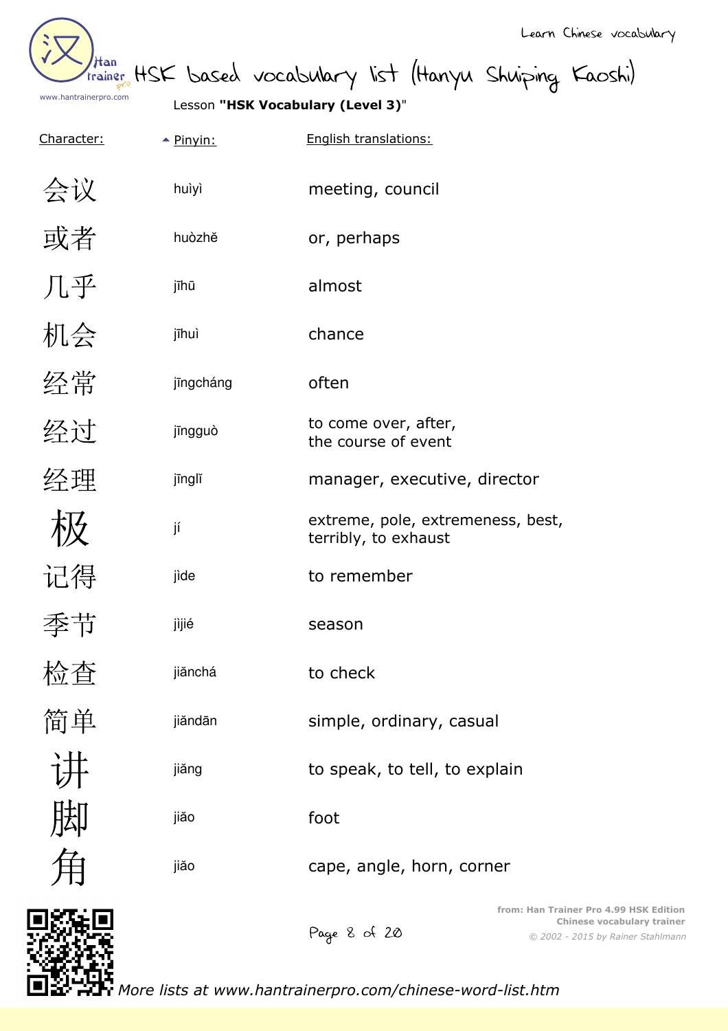# HSK based vocabulary list (Hanyu Shuiping Kaoshi)

Lesson **"HSK Vocabulary (Level 3)"**

| Character: | Pinyin: | English translations: |
| --- | --- | --- |
| 会议 | huìyì | meeting, council |
| 或者 | huòzhě | or, perhaps |
| 几乎 | jīhū | almost |
| 机会 | jīhuì | chance |
| 经常 | jīngcháng | often |
| 经过 | jīngguò | to come over, after, the course of event |
| 经理 | jīnglǐ | manager, executive, director |
| 极 | jí | extreme, pole, extremeness, best, terribly, to exhaust |
| 记得 | jìde | to remember |
| 季节 | jìjié | season |
| 检查 | jiǎnchá | to check |
| 简单 | jiǎndān | simple, ordinary, casual |
| 讲 | jiǎng | to speak, to tell, to explain |
| 脚 | jiǎo | foot |
| 角 | jiǎo | cape, angle, horn, corner |

*More lists at www.hantrainerpro.com/chinese-word-list.htm*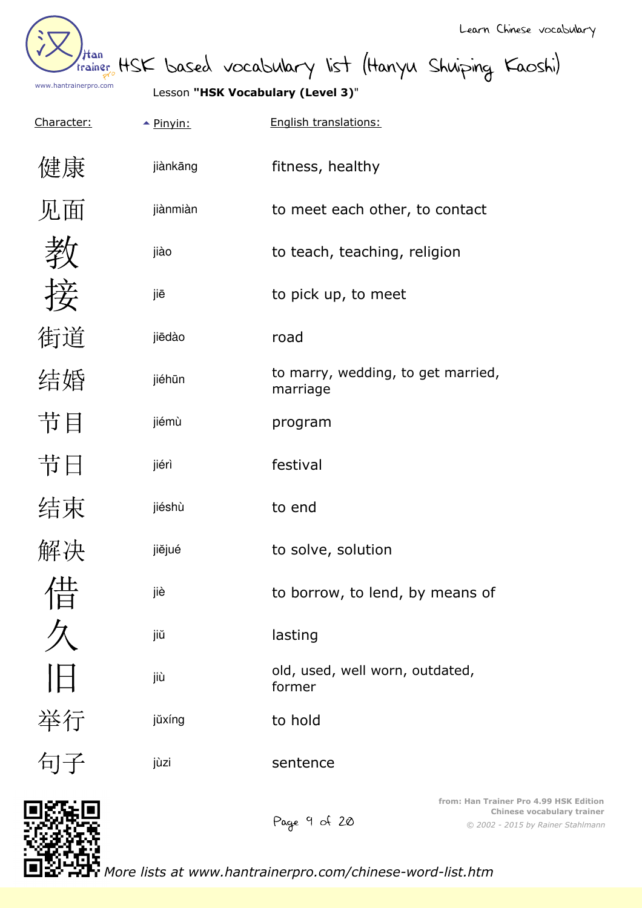# HSK based vocabulary list (Hanyu Shuiping Kaoshi)

Lesson **"HSK Vocabulary (Level 3)"**

| Character: | Pinyin: | English translations: |
|---|---|---|
| 健康 | jiànkāng | fitness, healthy |
| 见面 | jiànmiàn | to meet each other, to contact |
| 教 | jiào | to teach, teaching, religion |
| 接 | jiē | to pick up, to meet |
| 街道 | jiēdào | road |
| 结婚 | jiéhūn | to marry, wedding, to get married, marriage |
| 节目 | jiémù | program |
| 节日 | jiérì | festival |
| 结束 | jiéshù | to end |
| 解决 | jiějué | to solve, solution |
| 借 | jiè | to borrow, to lend, by means of |
| 久 | jiǔ | lasting |
| 旧 | jiù | old, used, well worn, outdated, former |
| 举行 | jǔxíng | to hold |
| 句子 | jùzi | sentence |

from: Han Trainer Pro 4.99 HSK Edition
Chinese vocabulary trainer
*© 2002 - 2015 by Rainer Stahlmann*

*More lists at www.hantrainerpro.com/chinese-word-list.htm*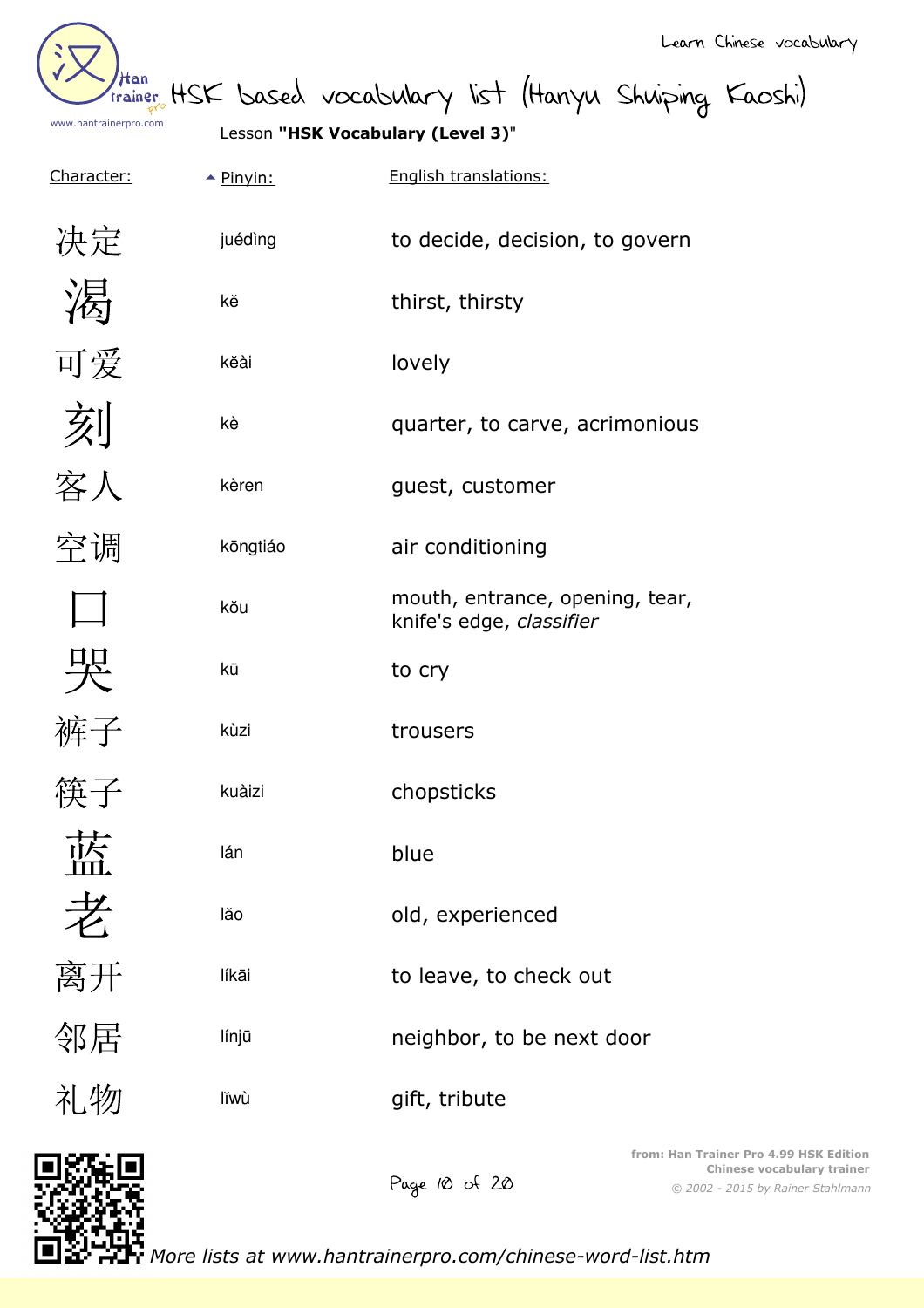# HSK based vocabulary list (Hanyu Shuiping Kaoshi)

Lesson **"HSK Vocabulary (Level 3)"**

| Character: | Pinyin: | English translations: |
|---|---|---|
| 决定 | juédìng | to decide, decision, to govern |
| 渴 | kě | thirst, thirsty |
| 可爱 | kěài | lovely |
| 刻 | kè | quarter, to carve, acrimonious |
| 客人 | kèren | guest, customer |
| 空调 | kōngtiáo | air conditioning |
| 口 | kǒu | mouth, entrance, opening, tear, knife's edge, *classifier* |
| 哭 | kū | to cry |
| 裤子 | kùzi | trousers |
| 筷子 | kuàizi | chopsticks |
| 蓝 | lán | blue |
| 老 | lǎo | old, experienced |
| 离开 | líkāi | to leave, to check out |
| 邻居 | línjū | neighbor, to be next door |
| 礼物 | lǐwù | gift, tribute |

*More lists at www.hantrainerpro.com/chinese-word-list.htm*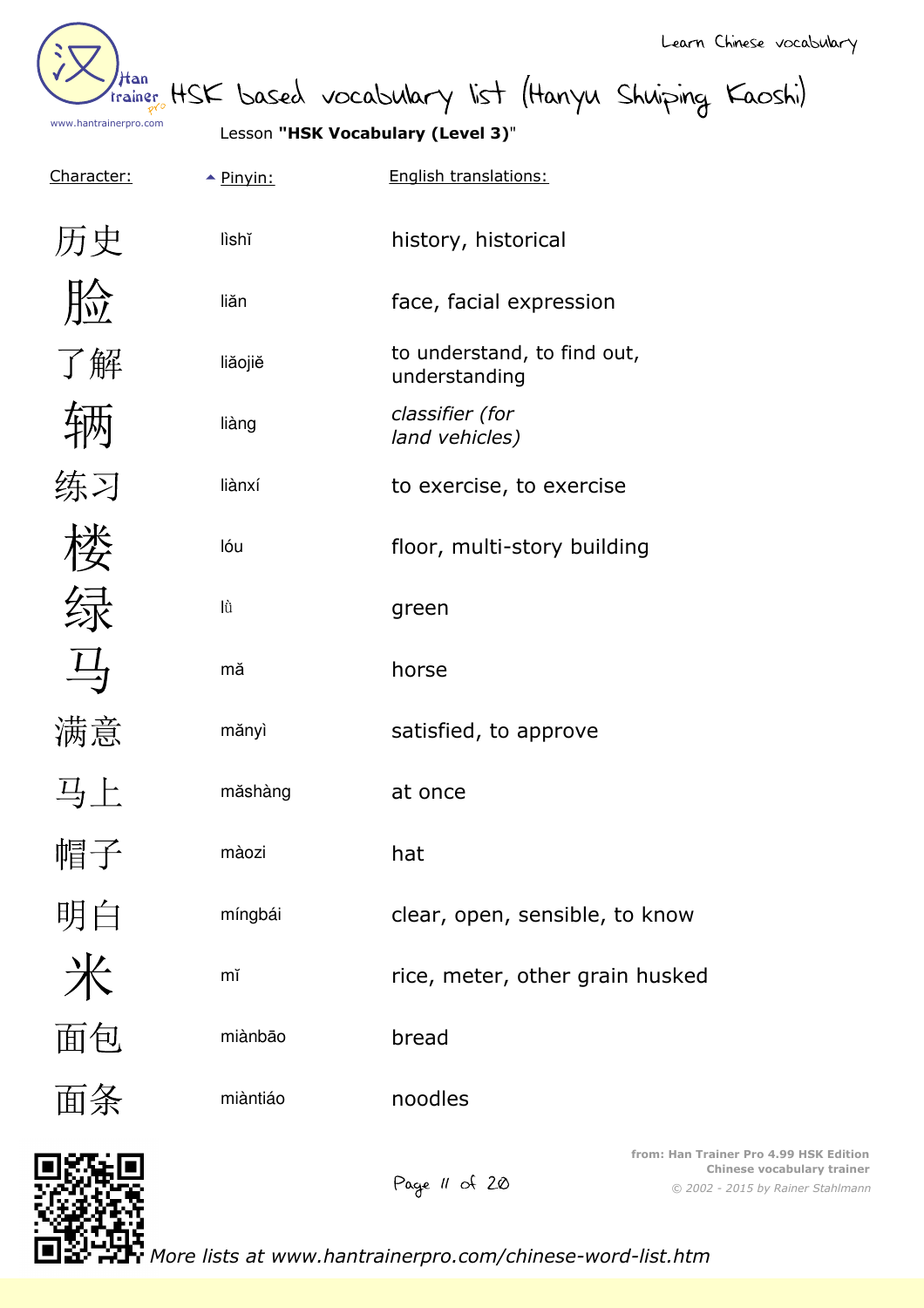# HSK based vocabulary list (Hanyu Shuiping Kaoshi)

Lesson **"HSK Vocabulary (Level 3)"**

| Character: | Pinyin: | English translations: |
|---|---|---|
| 历史 | lìshǐ | history, historical |
| 脸 | liǎn | face, facial expression |
| 了解 | liǎojiě | to understand, to find out, understanding |
| 辆 | liàng | *classifier (for land vehicles)* |
| 练习 | liànxí | to exercise, to exercise |
| 楼 | lóu | floor, multi-story building |
| 绿 | lǜ | green |
| 马 | mǎ | horse |
| 满意 | mǎnyì | satisfied, to approve |
| 马上 | mǎshàng | at once |
| 帽子 | màozi | hat |
| 明白 | míngbái | clear, open, sensible, to know |
| 米 | mǐ | rice, meter, other grain husked |
| 面包 | miànbāo | bread |
| 面条 | miàntiáo | noodles |

from: Han Trainer Pro 4.99 HSK Edition
Chinese vocabulary trainer
*© 2002 - 2015 by Rainer Stahlmann*

*More lists at www.hantrainerpro.com/chinese-word-list.htm*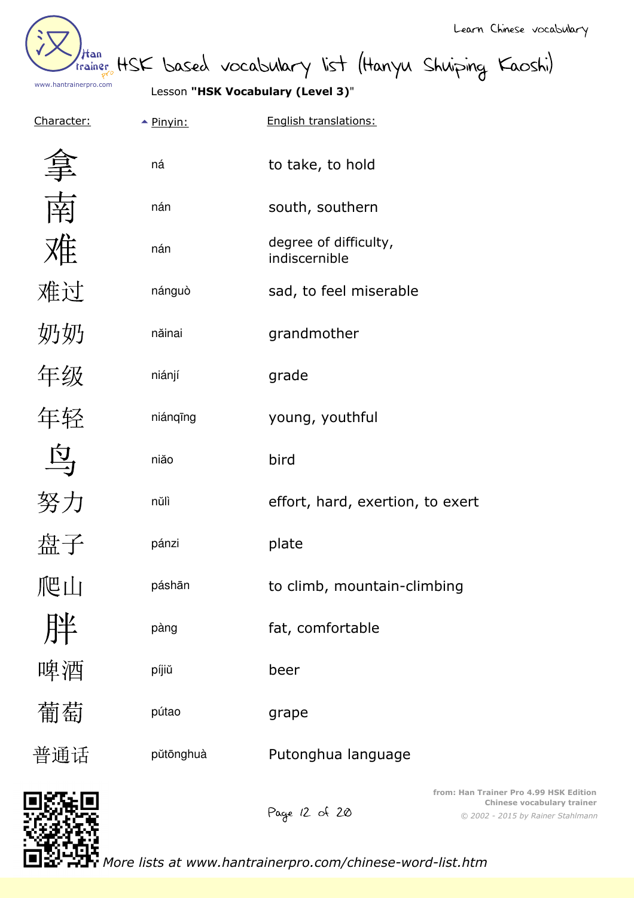Learn Chinese vocabulary

# HSK based vocabulary list (Hanyu Shuiping Kaoshi)

www.hantrainerpro.com

Lesson **"HSK Vocabulary (Level 3)"**

| Character: | Pinyin: | English translations: |
|---|---|---|
| 拿 | ná | to take, to hold |
| 南 | nán | south, southern |
| 难 | nán | degree of difficulty, indiscernible |
| 难过 | nánguò | sad, to feel miserable |
| 奶奶 | nǎinai | grandmother |
| 年级 | niánjí | grade |
| 年轻 | niánqīng | young, youthful |
| 鸟 | niǎo | bird |
| 努力 | nǔlì | effort, hard, exertion, to exert |
| 盘子 | pánzi | plate |
| 爬山 | páshān | to climb, mountain-climbing |
| 胖 | pàng | fat, comfortable |
| 啤酒 | píjiǔ | beer |
| 葡萄 | pútao | grape |
| 普通话 | pǔtōnghuà | Putonghua language |

from: Han Trainer Pro 4.99 HSK Edition
Chinese vocabulary trainer
*© 2002 - 2015 by Rainer Stahlmann*

*More lists at www.hantrainerpro.com/chinese-word-list.htm*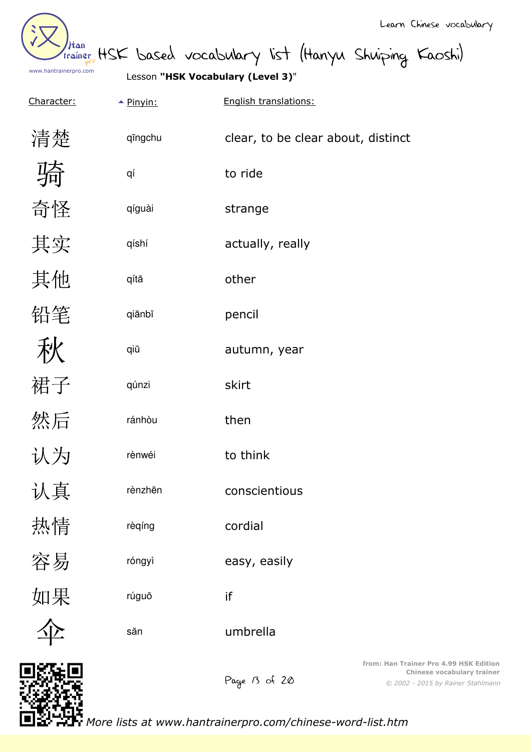Learn Chinese vocabulary

# HSK based vocabulary list (Hanyu Shuiping Kaoshi)

Lesson **"HSK Vocabulary (Level 3)"**

| Character: | Pinyin: | English translations: |
|---|---|---|
| 清楚 | qīngchu | clear, to be clear about, distinct |
| 骑 | qí | to ride |
| 奇怪 | qíguài | strange |
| 其实 | qíshí | actually, really |
| 其他 | qítā | other |
| 铅笔 | qiānbǐ | pencil |
| 秋 | qiū | autumn, year |
| 裙子 | qúnzi | skirt |
| 然后 | ránhòu | then |
| 认为 | rènwéi | to think |
| 认真 | rènzhēn | conscientious |
| 热情 | rèqíng | cordial |
| 容易 | róngyì | easy, easily |
| 如果 | rúguǒ | if |
| 伞 | sǎn | umbrella |

from: Han Trainer Pro 4.99 HSK Edition
Chinese vocabulary trainer
© 2002 - 2015 by Rainer Stahlmann

*More lists at www.hantrainerpro.com/chinese-word-list.htm*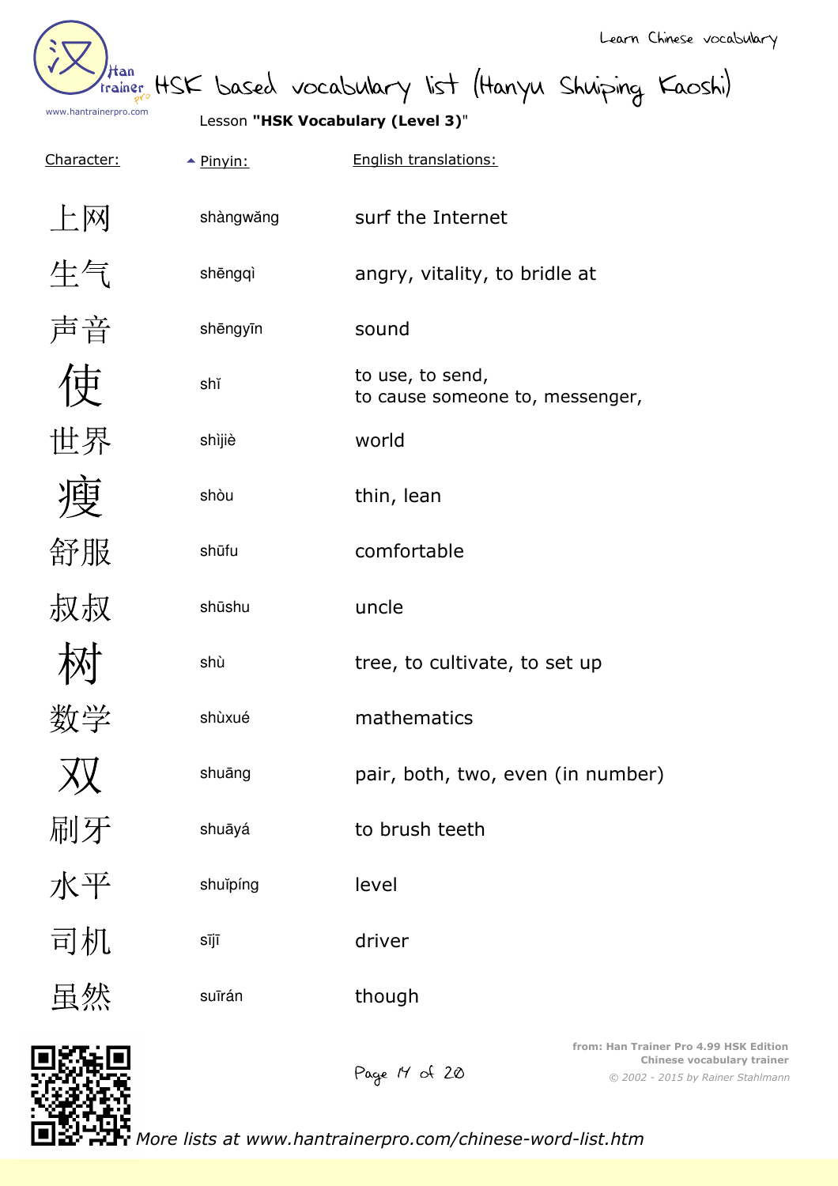Learn Chinese vocabulary

# HSK based vocabulary list (Hanyu Shuiping Kaoshi)

Lesson **"HSK Vocabulary (Level 3)"**

| Character: | Pinyin: | English translations: |
|---|---|---|
| 上网 | shàngwǎng | surf the Internet |
| 生气 | shēngqì | angry, vitality, to bridle at |
| 声音 | shēngyīn | sound |
| 使 | shǐ | to use, to send, to cause someone to, messenger, |
| 世界 | shìjiè | world |
| 瘦 | shòu | thin, lean |
| 舒服 | shūfu | comfortable |
| 叔叔 | shūshu | uncle |
| 树 | shù | tree, to cultivate, to set up |
| 数学 | shùxué | mathematics |
| 双 | shuāng | pair, both, two, even (in number) |
| 刷牙 | shuāyá | to brush teeth |
| 水平 | shuǐpíng | level |
| 司机 | sījī | driver |
| 虽然 | suīrán | though |

from: Han Trainer Pro 4.99 HSK Edition
Chinese vocabulary trainer
© 2002 - 2015 by Rainer Stahlmann

*More lists at www.hantrainerpro.com/chinese-word-list.htm*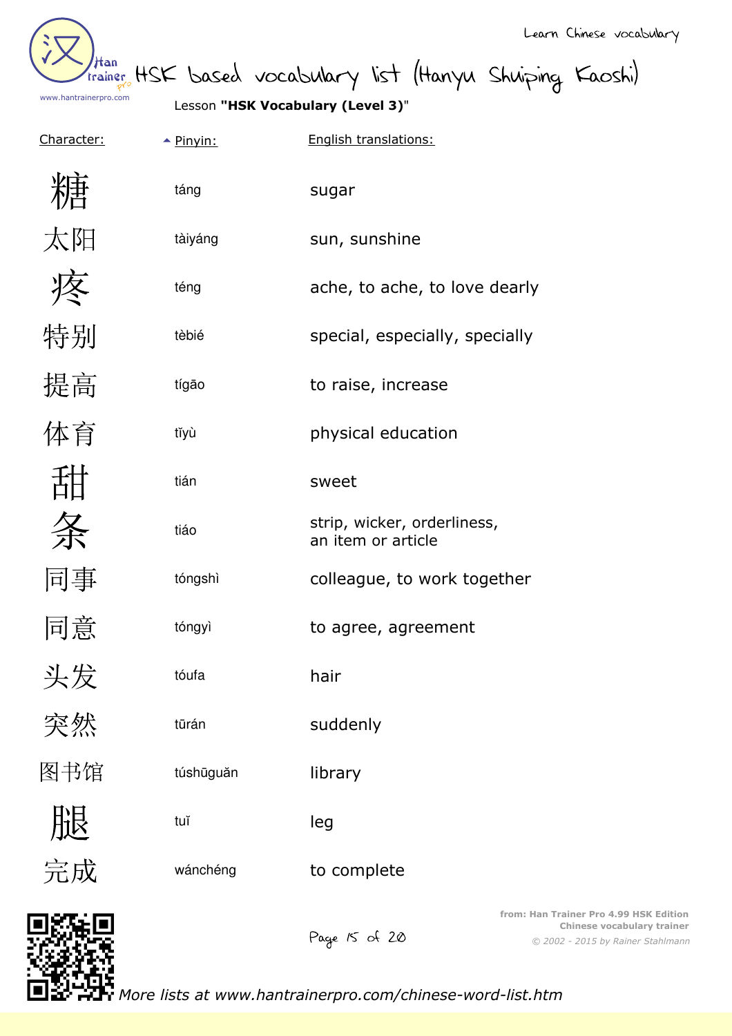Learn Chinese vocabulary

# HSK based vocabulary list (Hanyu Shuiping Kaoshi)

Lesson **"HSK Vocabulary (Level 3)"**

| Character: | Pinyin: | English translations: |
|---|---|---|
| 糖 | táng | sugar |
| 太阳 | tàiyáng | sun, sunshine |
| 疼 | téng | ache, to ache, to love dearly |
| 特别 | tèbié | special, especially, specially |
| 提高 | tígāo | to raise, increase |
| 体育 | tǐyù | physical education |
| 甜 | tián | sweet |
| 条 | tiáo | strip, wicker, orderliness, an item or article |
| 同事 | tóngshì | colleague, to work together |
| 同意 | tóngyì | to agree, agreement |
| 头发 | tóufa | hair |
| 突然 | tūrán | suddenly |
| 图书馆 | túshūguǎn | library |
| 腿 | tuǐ | leg |
| 完成 | wánchéng | to complete |

from: Han Trainer Pro 4.99 HSK Edition
Chinese vocabulary trainer
*© 2002 - 2015 by Rainer Stahlmann*

*More lists at www.hantrainerpro.com/chinese-word-list.htm*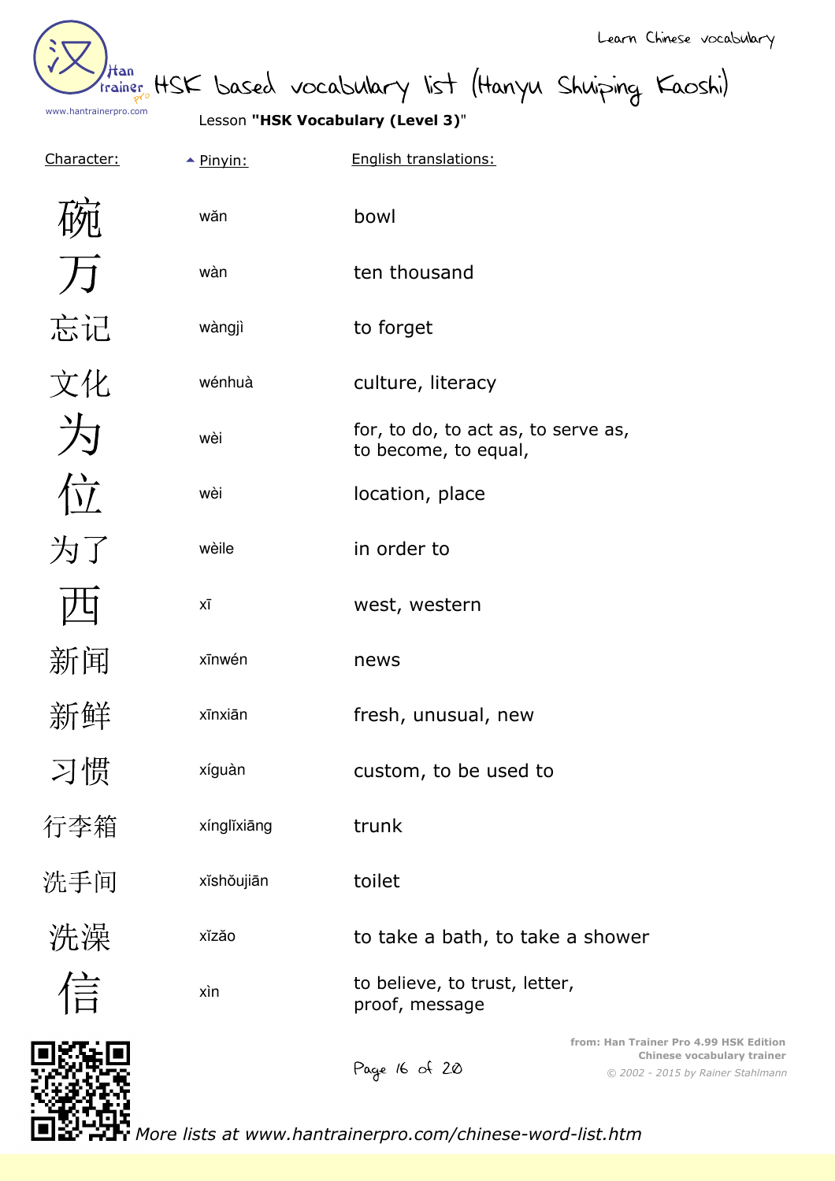Learn Chinese vocabulary

# HSK based vocabulary list (Hanyu Shuiping Kaoshi)

Lesson **"HSK Vocabulary (Level 3)"**

| Character: | Pinyin: | English translations: |
|---|---|---|
| 碗 | wǎn | bowl |
| 万 | wàn | ten thousand |
| 忘记 | wàngjì | to forget |
| 文化 | wénhuà | culture, literacy |
| 为 | wèi | for, to do, to act as, to serve as, to become, to equal, |
| 位 | wèi | location, place |
| 为了 | wèile | in order to |
| 西 | xī | west, western |
| 新闻 | xīnwén | news |
| 新鲜 | xīnxiān | fresh, unusual, new |
| 习惯 | xíguàn | custom, to be used to |
| 行李箱 | xínglǐxiāng | trunk |
| 洗手间 | xǐshǒujiān | toilet |
| 洗澡 | xǐzǎo | to take a bath, to take a shower |
| 信 | xìn | to believe, to trust, letter, proof, message |

from: Han Trainer Pro 4.99 HSK Edition
Chinese vocabulary trainer
© 2002 - 2015 by Rainer Stahlmann

*More lists at www.hantrainerpro.com/chinese-word-list.htm*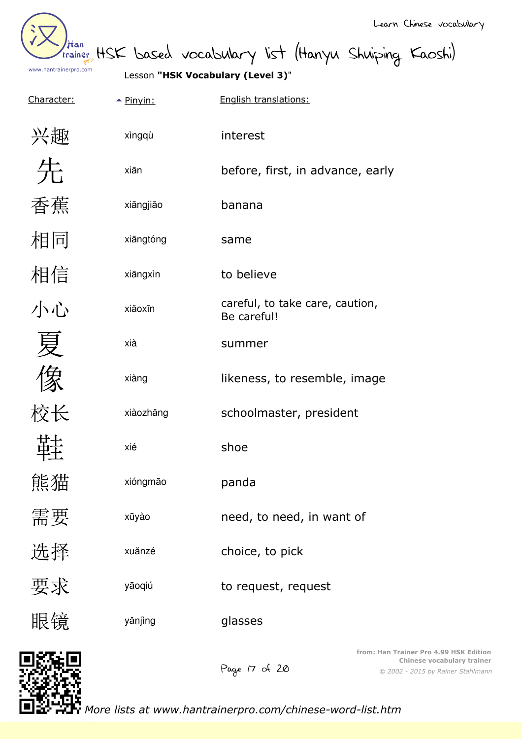# HSK based vocabulary list (Hanyu Shuiping Kaoshi)

Lesson **"HSK Vocabulary (Level 3)"**

| Character: | Pinyin: | English translations: |
|---|---|---|
| 兴趣 | xìngqù | interest |
| 先 | xiān | before, first, in advance, early |
| 香蕉 | xiāngjiāo | banana |
| 相同 | xiāngtóng | same |
| 相信 | xiāngxìn | to believe |
| 小心 | xiǎoxīn | careful, to take care, caution, Be careful! |
| 夏 | xià | summer |
| 像 | xiàng | likeness, to resemble, image |
| 校长 | xiàozhǎng | schoolmaster, president |
| 鞋 | xié | shoe |
| 熊猫 | xióngmāo | panda |
| 需要 | xūyào | need, to need, in want of |
| 选择 | xuǎnzé | choice, to pick |
| 要求 | yāoqiú | to request, request |
| 眼镜 | yǎnjìng | glasses |

from: Han Trainer Pro 4.99 HSK Edition
Chinese vocabulary trainer
© 2002 - 2015 by Rainer Stahlmann

*More lists at www.hantrainerpro.com/chinese-word-list.htm*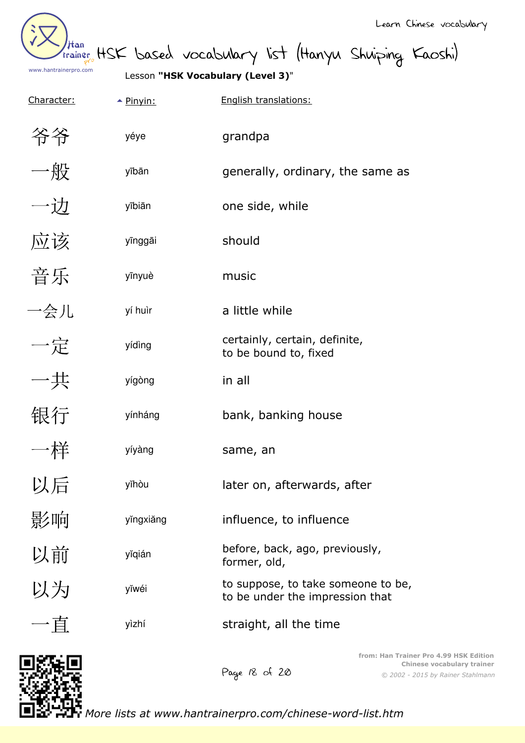# HSK based vocabulary list (Hanyu Shuiping Kaoshi)

Lesson **"HSK Vocabulary (Level 3)"**

| Character: | Pinyin: | English translations: |
|---|---|---|
| 爷爷 | yéye | grandpa |
| 一般 | yībān | generally, ordinary, the same as |
| 一边 | yībiān | one side, while |
| 应该 | yīnggāi | should |
| 音乐 | yīnyuè | music |
| 一会儿 | yí huìr | a little while |
| 一定 | yídìng | certainly, certain, definite, to be bound to, fixed |
| 一共 | yígòng | in all |
| 银行 | yínháng | bank, banking house |
| 一样 | yíyàng | same, an |
| 以后 | yǐhòu | later on, afterwards, after |
| 影响 | yǐngxiǎng | influence, to influence |
| 以前 | yǐqián | before, back, ago, previously, former, old, |
| 以为 | yǐwéi | to suppose, to take someone to be, to be under the impression that |
| 一直 | yìzhí | straight, all the time |

*More lists at www.hantrainerpro.com/chinese-word-list.htm*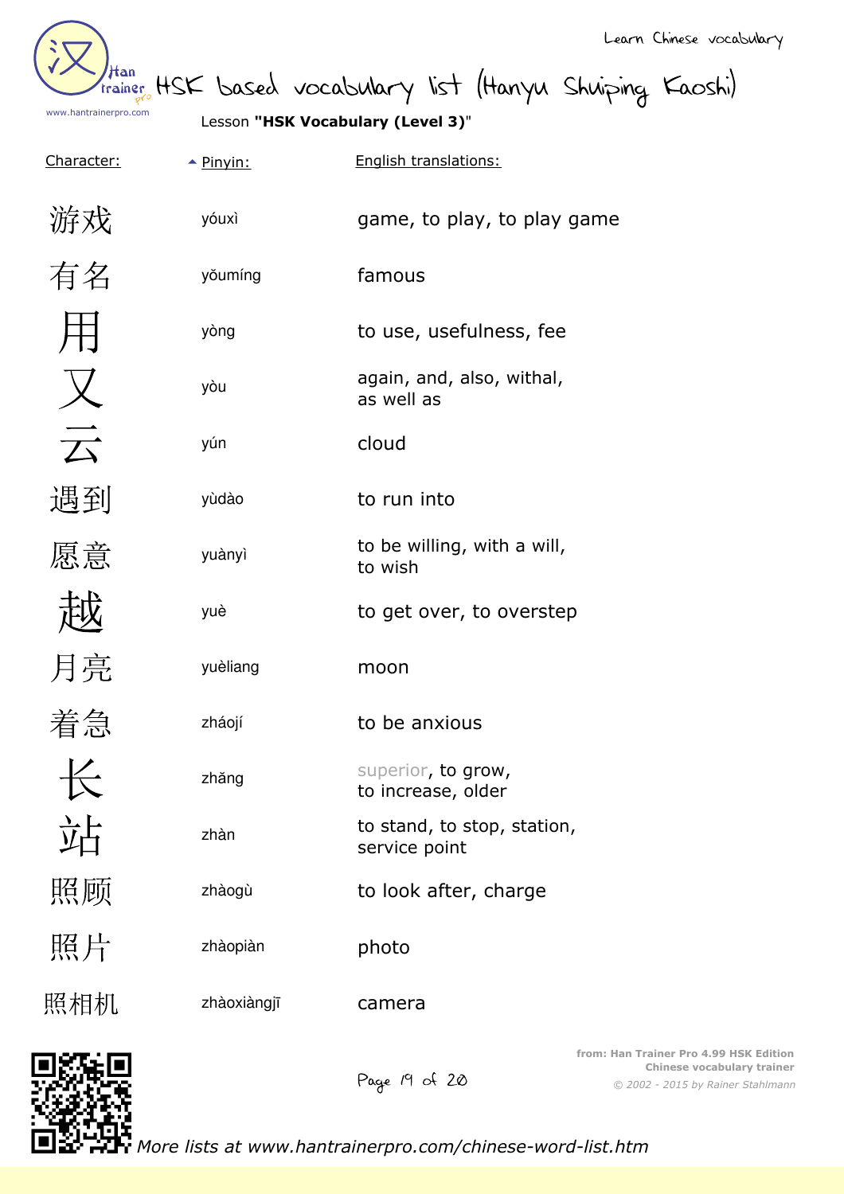Learn Chinese vocabulary

# HSK based vocabulary list (Hanyu Shuiping Kaoshi)

Lesson **"HSK Vocabulary (Level 3)"**

| Character: | Pinyin: | English translations: |
|---|---|---|
| 游戏 | yóuxì | game, to play, to play game |
| 有名 | yǒumíng | famous |
| 用 | yòng | to use, usefulness, fee |
| 又 | yòu | again, and, also, withal, as well as |
| 云 | yún | cloud |
| 遇到 | yùdào | to run into |
| 愿意 | yuànyì | to be willing, with a will, to wish |
| 越 | yuè | to get over, to overstep |
| 月亮 | yuèliang | moon |
| 着急 | zháojí | to be anxious |
| 长 | zhǎng | superior, to grow, to increase, older |
| 站 | zhàn | to stand, to stop, station, service point |
| 照顾 | zhàogù | to look after, charge |
| 照片 | zhàopiàn | photo |
| 照相机 | zhàoxiàngjī | camera |

from: Han Trainer Pro 4.99 HSK Edition
Chinese vocabulary trainer
© 2002 - 2015 by Rainer Stahlmann

*More lists at www.hantrainerpro.com/chinese-word-list.htm*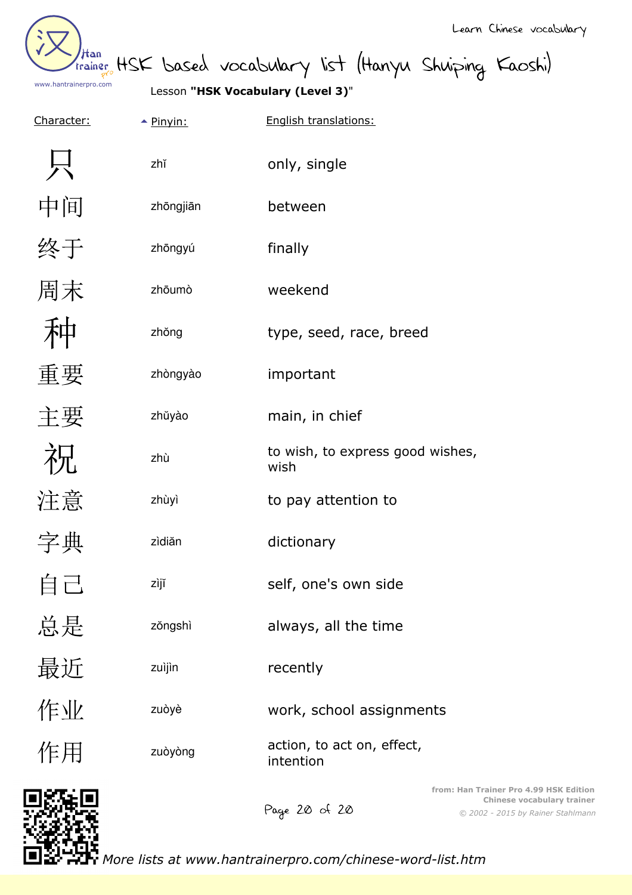HSK based vocabulary list (Hanyu Shuiping Kaoshi)

Lesson **"HSK Vocabulary (Level 3)"**

| Character: | Pinyin: | English translations: |
|---|---|---|
| 只 | zhǐ | only, single |
| 中间 | zhōngjiān | between |
| 终于 | zhōngyú | finally |
| 周末 | zhōumò | weekend |
| 种 | zhǒng | type, seed, race, breed |
| 重要 | zhòngyào | important |
| 主要 | zhǔyào | main, in chief |
| 祝 | zhù | to wish, to express good wishes, wish |
| 注意 | zhùyì | to pay attention to |
| 字典 | zìdiǎn | dictionary |
| 自己 | zìjǐ | self, one's own side |
| 总是 | zǒngshì | always, all the time |
| 最近 | zuìjìn | recently |
| 作业 | zuòyè | work, school assignments |
| 作用 | zuòyòng | action, to act on, effect, intention |

**from: Han Trainer Pro 4.99 HSK Edition**
**Chinese vocabulary trainer**
*© 2002 - 2015 by Rainer Stahlmann*

*More lists at www.hantrainerpro.com/chinese-word-list.htm*